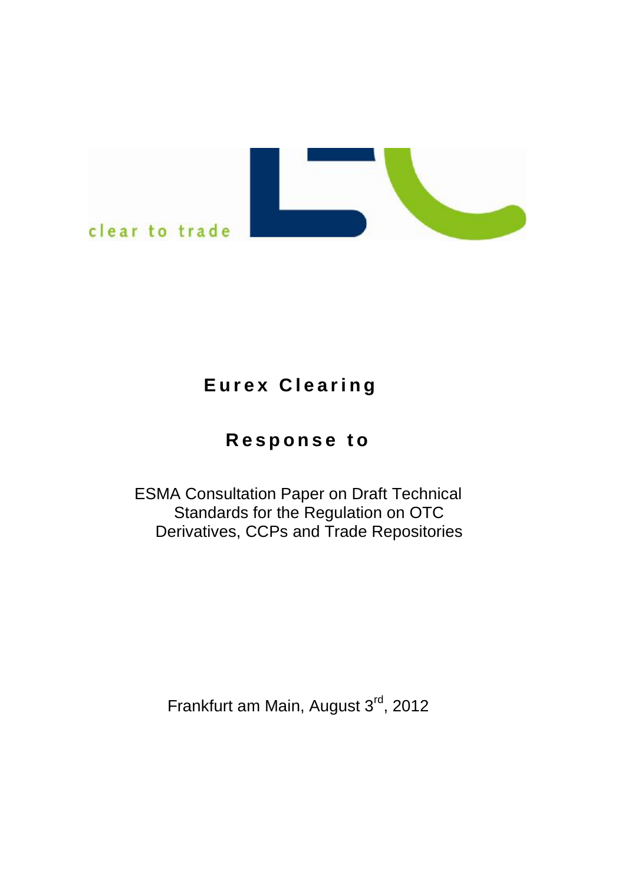clear to trade

# Eurex Clearing

## Response to

ESMA Consultation Paper on Draft Technical Standards for the Regulation on OTC Derivatives, CCPs and Trade Repositories

Frankfurt am Main, August 3rd, 2012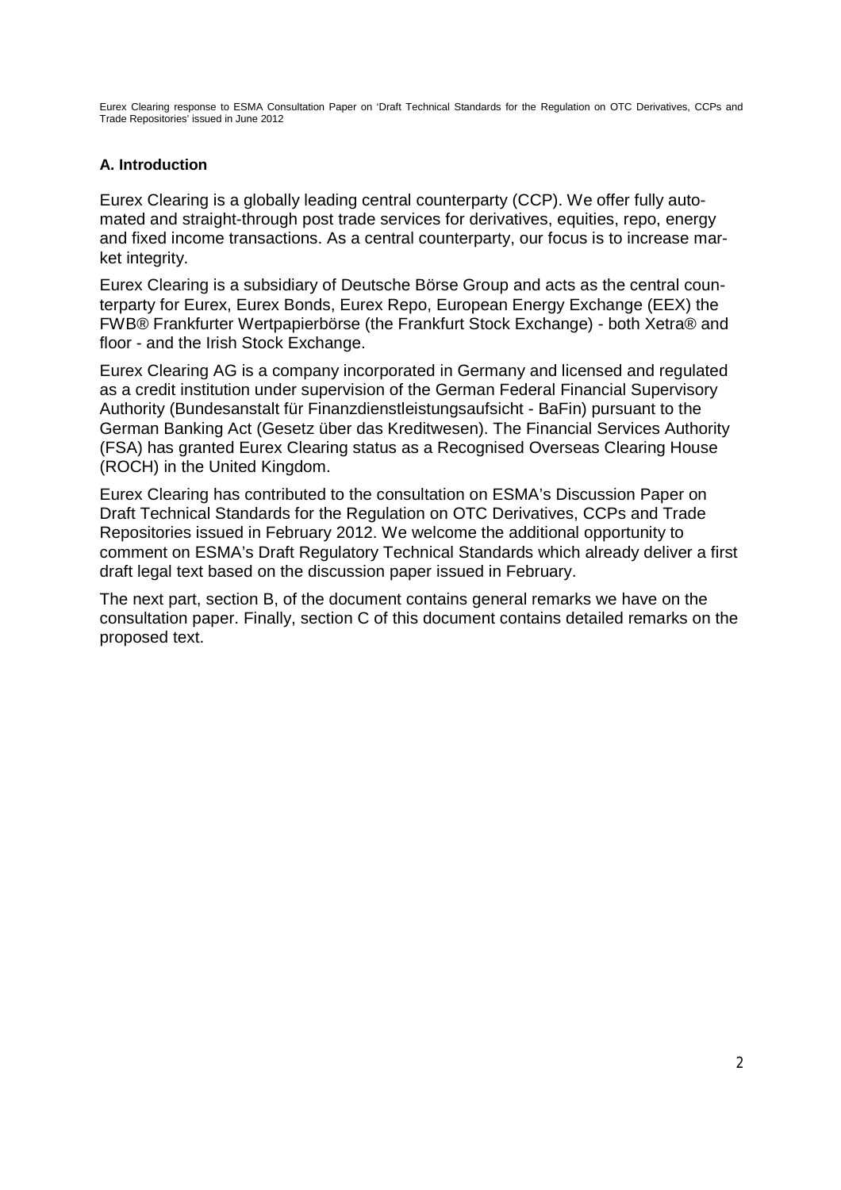## A. Introduction

Eurex Clearing is a globally leading central counterparty (CCP). We offer fully automated and straight-through post trade services for derivatives, equities, repo, energy and fixed income transactions. As a central counterparty, our focus is to increase market integrity.

Eurex Clearing is a subsidiary of Deutsche Börse Group and acts as the central counterparty for Eurex, Eurex Bonds, Eurex Repo, European Energy Exchange (EEX) the FWB® Frankfurter Wertpapierbörse (the Frankfurt Stock Exchange) - both Xetra® and floor - and the Irish Stock Exchange.

Eurex Clearing AG is a company incorporated in Germany and licensed and regulated as a credit institution under supervision of the German Federal Financial Supervisory Authority (Bundesanstalt für Finanzdienstleistungsaufsicht - BaFin) pursuant to the German Banking Act (Gesetz über das Kreditwesen). The Financial Services Authority (FSA) has granted Eurex Clearing status as a Recognised Overseas Clearing House (ROCH) in the United Kingdom.

Eurex Clearing has contributed to the consultation on ESMA's Discussion Paper on Draft Technical Standards for the Regulation on OTC Derivatives, CCPs and Trade Repositories issued in February 2012. We welcome the additional opportunity to comment on ESMA's Draft Regulatory Technical Standards which already deliver a first draft legal text based on the discussion paper issued in February.

The next part, section B, of the document contains general remarks we have on the consultation paper. Finally, section C of this document contains detailed remarks on the proposed text.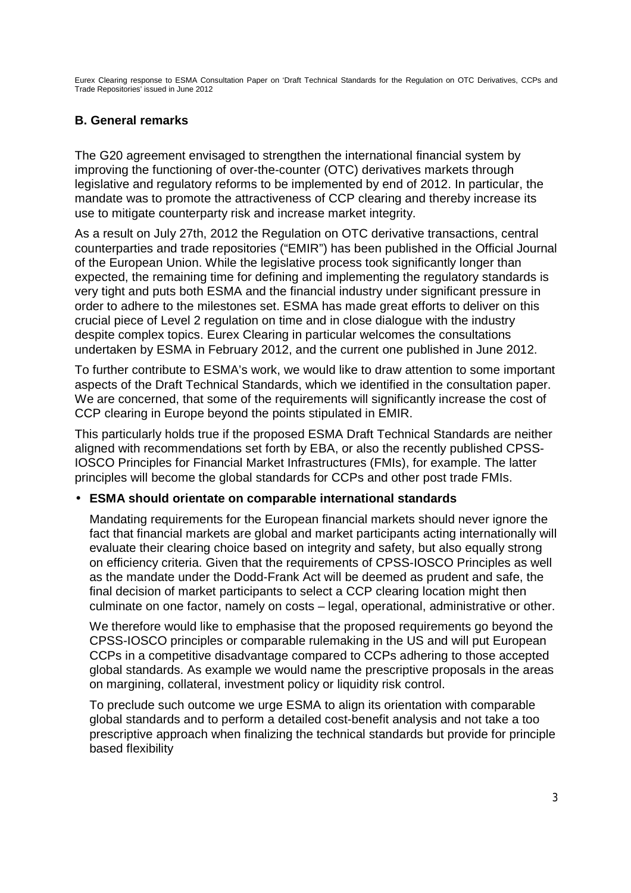## B. General remarks

The G20 agreement envisaged to strengthen the international financial system by improving the functioning of over-the-counter (OTC) derivatives markets through legislative and regulatory reforms to be implemented by end of 2012. In particular, the mandate was to promote the attractiveness of CCP clearing and thereby increase its use to mitigate counterparty risk and increase market integrity.

As a result on July 27th, 2012 the Regulation on OTC derivative transactions, central counterparties and trade repositories ("EMIR") has been published in the Official Journal of the European Union. While the legislative process took significantly longer than expected, the remaining time for defining and implementing the regulatory standards is very tight and puts both ESMA and the financial industry under significant pressure in order to adhere to the milestones set. ESMA has made great efforts to deliver on this crucial piece of Level 2 regulation on time and in close dialogue with the industry despite complex topics. Eurex Clearing in particular welcomes the consultations undertaken by ESMA in February 2012, and the current one published in June 2012.

To further contribute to ESMA's work, we would like to draw attention to some important aspects of the Draft Technical Standards, which we identified in the consultation paper. We are concerned, that some of the requirements will significantly increase the cost of CCP clearing in Europe beyond the points stipulated in EMIR.

This particularly holds true if the proposed ESMA Draft Technical Standards are neither aligned with recommendations set forth by EBA, or also the recently published CPSS-IOSCO Principles for Financial Market Infrastructures (FMIs), for example. The latter principles will become the global standards for CCPs and other post trade FMIs.

- **ESMA should orientate on comparable international standards**

  Mandating requirements for the European financial markets should never ignore the fact that financial markets are global and market participants acting internationally will evaluate their clearing choice based on integrity and safety, but also equally strong on efficiency criteria. Given that the requirements of CPSS-IOSCO Principles as well as the mandate under the Dodd-Frank Act will be deemed as prudent and safe, the final decision of market participants to select a CCP clearing location might then culminate on one factor, namely on costs – legal, operational, administrative or other.

  We therefore would like to emphasise that the proposed requirements go beyond the CPSS-IOSCO principles or comparable rulemaking in the US and will put European CCPs in a competitive disadvantage compared to CCPs adhering to those accepted global standards. As example we would name the prescriptive proposals in the areas on margining, collateral, investment policy or liquidity risk control.

  To preclude such outcome we urge ESMA to align its orientation with comparable global standards and to perform a detailed cost-benefit analysis and not take a too prescriptive approach when finalizing the technical standards but provide for principle based flexibility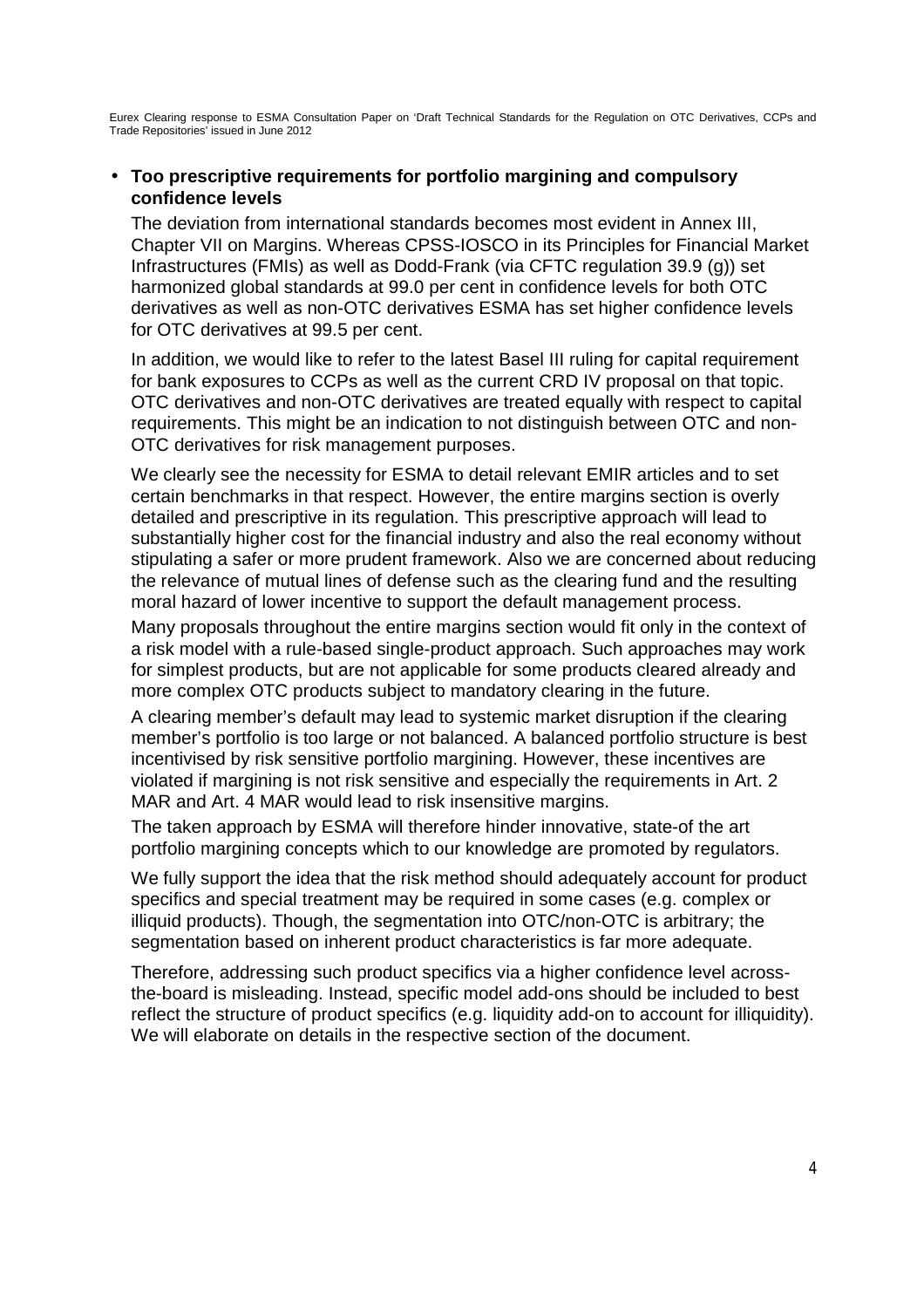- **Too prescriptive requirements for portfolio margining and compulsory confidence levels**

  The deviation from international standards becomes most evident in Annex III, Chapter VII on Margins. Whereas CPSS-IOSCO in its Principles for Financial Market Infrastructures (FMIs) as well as Dodd-Frank (via CFTC regulation 39.9 (g)) set harmonized global standards at 99.0 per cent in confidence levels for both OTC derivatives as well as non-OTC derivatives ESMA has set higher confidence levels for OTC derivatives at 99.5 per cent.

  In addition, we would like to refer to the latest Basel III ruling for capital requirement for bank exposures to CCPs as well as the current CRD IV proposal on that topic. OTC derivatives and non-OTC derivatives are treated equally with respect to capital requirements. This might be an indication to not distinguish between OTC and non-OTC derivatives for risk management purposes.

  We clearly see the necessity for ESMA to detail relevant EMIR articles and to set certain benchmarks in that respect. However, the entire margins section is overly detailed and prescriptive in its regulation. This prescriptive approach will lead to substantially higher cost for the financial industry and also the real economy without stipulating a safer or more prudent framework. Also we are concerned about reducing the relevance of mutual lines of defense such as the clearing fund and the resulting moral hazard of lower incentive to support the default management process.

  Many proposals throughout the entire margins section would fit only in the context of a risk model with a rule-based single-product approach. Such approaches may work for simplest products, but are not applicable for some products cleared already and more complex OTC products subject to mandatory clearing in the future.

  A clearing member's default may lead to systemic market disruption if the clearing member's portfolio is too large or not balanced. A balanced portfolio structure is best incentivised by risk sensitive portfolio margining. However, these incentives are violated if margining is not risk sensitive and especially the requirements in Art. 2 MAR and Art. 4 MAR would lead to risk insensitive margins.

  The taken approach by ESMA will therefore hinder innovative, state-of the art portfolio margining concepts which to our knowledge are promoted by regulators.

  We fully support the idea that the risk method should adequately account for product specifics and special treatment may be required in some cases (e.g. complex or illiquid products). Though, the segmentation into OTC/non-OTC is arbitrary; the segmentation based on inherent product characteristics is far more adequate.

  Therefore, addressing such product specifics via a higher confidence level across-the-board is misleading. Instead, specific model add-ons should be included to best reflect the structure of product specifics (e.g. liquidity add-on to account for illiquidity). We will elaborate on details in the respective section of the document.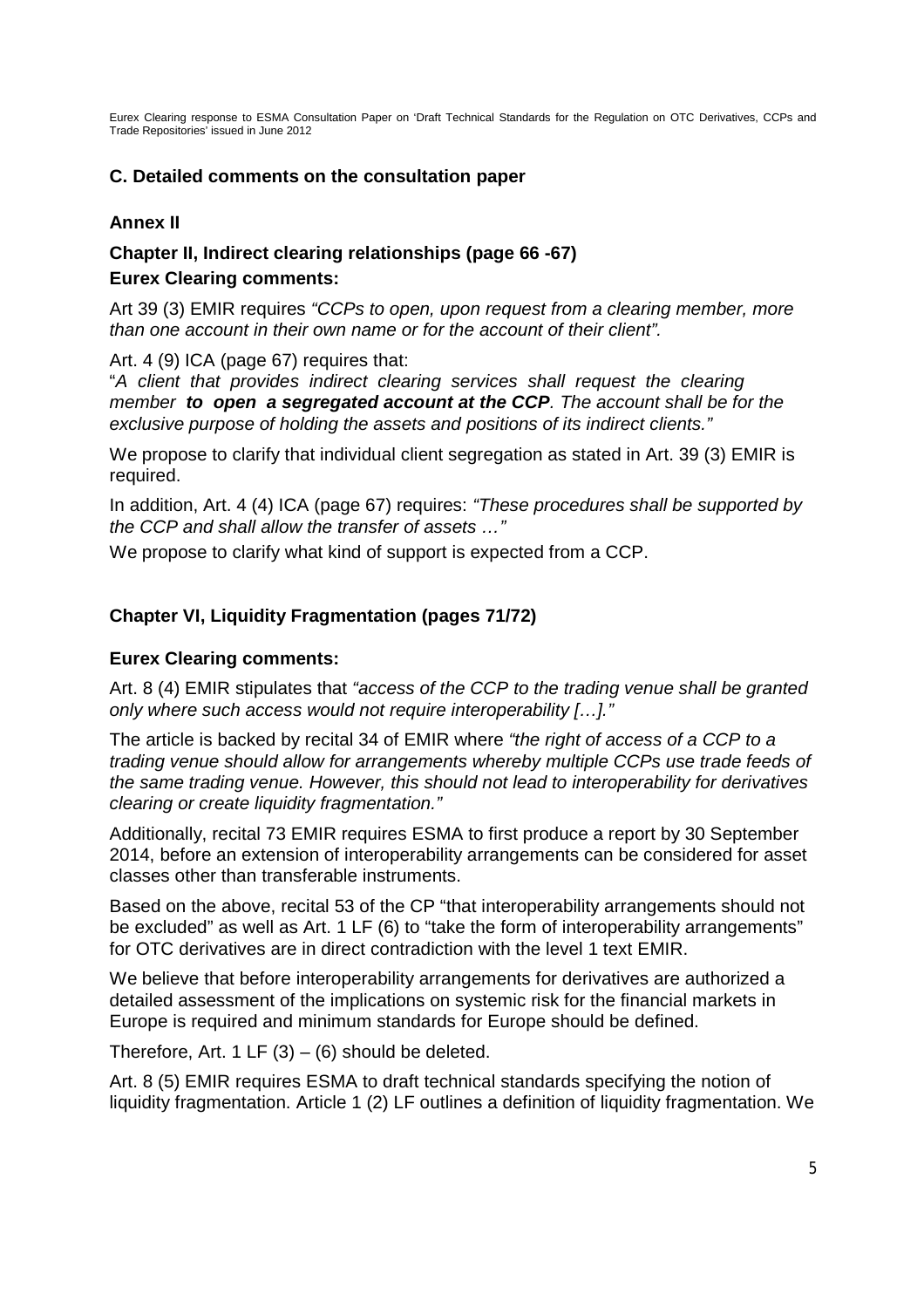## C. Detailed comments on the consultation paper

### Annex II

### Chapter II, Indirect clearing relationships (page 66 -67)

**Eurex Clearing comments:**

Art 39 (3) EMIR requires *"CCPs to open, upon request from a clearing member, more than one account in their own name or for the account of their client".*

Art. 4 (9) ICA (page 67) requires that:

"*A client that provides indirect clearing services shall request the clearing member* ***to open a segregated account at the CCP****. The account shall be for the exclusive purpose of holding the assets and positions of its indirect clients."*

We propose to clarify that individual client segregation as stated in Art. 39 (3) EMIR is required.

In addition, Art. 4 (4) ICA (page 67) requires: *"These procedures shall be supported by the CCP and shall allow the transfer of assets …"*

We propose to clarify what kind of support is expected from a CCP.

### Chapter VI, Liquidity Fragmentation (pages 71/72)

**Eurex Clearing comments:**

Art. 8 (4) EMIR stipulates that *"access of the CCP to the trading venue shall be granted only where such access would not require interoperability […]."*

The article is backed by recital 34 of EMIR where *"the right of access of a CCP to a trading venue should allow for arrangements whereby multiple CCPs use trade feeds of the same trading venue. However, this should not lead to interoperability for derivatives clearing or create liquidity fragmentation."*

Additionally, recital 73 EMIR requires ESMA to first produce a report by 30 September 2014, before an extension of interoperability arrangements can be considered for asset classes other than transferable instruments.

Based on the above, recital 53 of the CP "that interoperability arrangements should not be excluded" as well as Art. 1 LF (6) to "take the form of interoperability arrangements" for OTC derivatives are in direct contradiction with the level 1 text EMIR.

We believe that before interoperability arrangements for derivatives are authorized a detailed assessment of the implications on systemic risk for the financial markets in Europe is required and minimum standards for Europe should be defined.

Therefore, Art. 1 LF (3) – (6) should be deleted.

Art. 8 (5) EMIR requires ESMA to draft technical standards specifying the notion of liquidity fragmentation. Article 1 (2) LF outlines a definition of liquidity fragmentation. We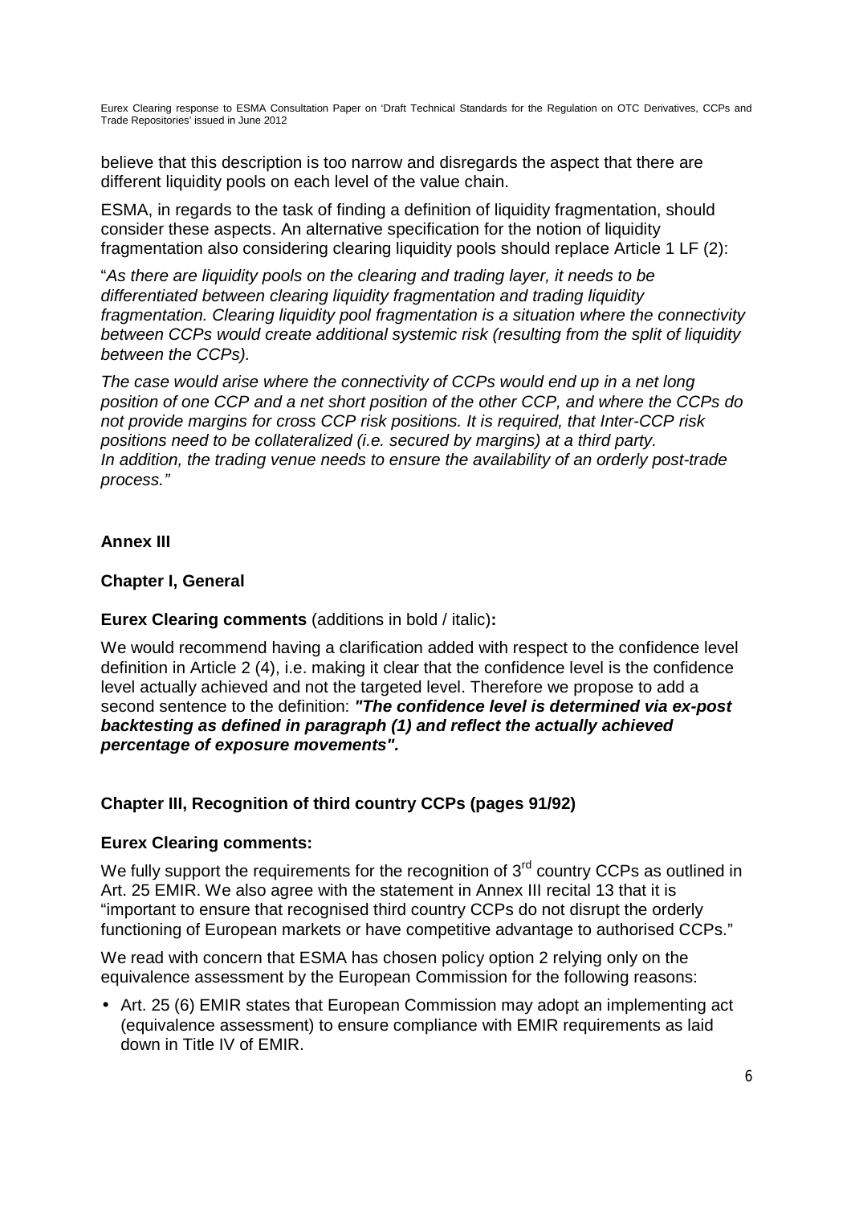believe that this description is too narrow and disregards the aspect that there are different liquidity pools on each level of the value chain.

ESMA, in regards to the task of finding a definition of liquidity fragmentation, should consider these aspects. An alternative specification for the notion of liquidity fragmentation also considering clearing liquidity pools should replace Article 1 LF (2):

"*As there are liquidity pools on the clearing and trading layer, it needs to be differentiated between clearing liquidity fragmentation and trading liquidity fragmentation. Clearing liquidity pool fragmentation is a situation where the connectivity between CCPs would create additional systemic risk (resulting from the split of liquidity between the CCPs).*

*The case would arise where the connectivity of CCPs would end up in a net long position of one CCP and a net short position of the other CCP, and where the CCPs do not provide margins for cross CCP risk positions. It is required, that Inter-CCP risk positions need to be collateralized (i.e. secured by margins) at a third party. In addition, the trading venue needs to ensure the availability of an orderly post-trade process.*"

**Annex III**

**Chapter I, General**

**Eurex Clearing comments** (additions in bold / italic)**:**

We would recommend having a clarification added with respect to the confidence level definition in Article 2 (4), i.e. making it clear that the confidence level is the confidence level actually achieved and not the targeted level. Therefore we propose to add a second sentence to the definition: ***"The confidence level is determined via ex-post backtesting as defined in paragraph (1) and reflect the actually achieved percentage of exposure movements".***

**Chapter III, Recognition of third country CCPs (pages 91/92)**

**Eurex Clearing comments:**

We fully support the requirements for the recognition of 3rd country CCPs as outlined in Art. 25 EMIR. We also agree with the statement in Annex III recital 13 that it is "important to ensure that recognised third country CCPs do not disrupt the orderly functioning of European markets or have competitive advantage to authorised CCPs."

We read with concern that ESMA has chosen policy option 2 relying only on the equivalence assessment by the European Commission for the following reasons:

- Art. 25 (6) EMIR states that European Commission may adopt an implementing act (equivalence assessment) to ensure compliance with EMIR requirements as laid down in Title IV of EMIR.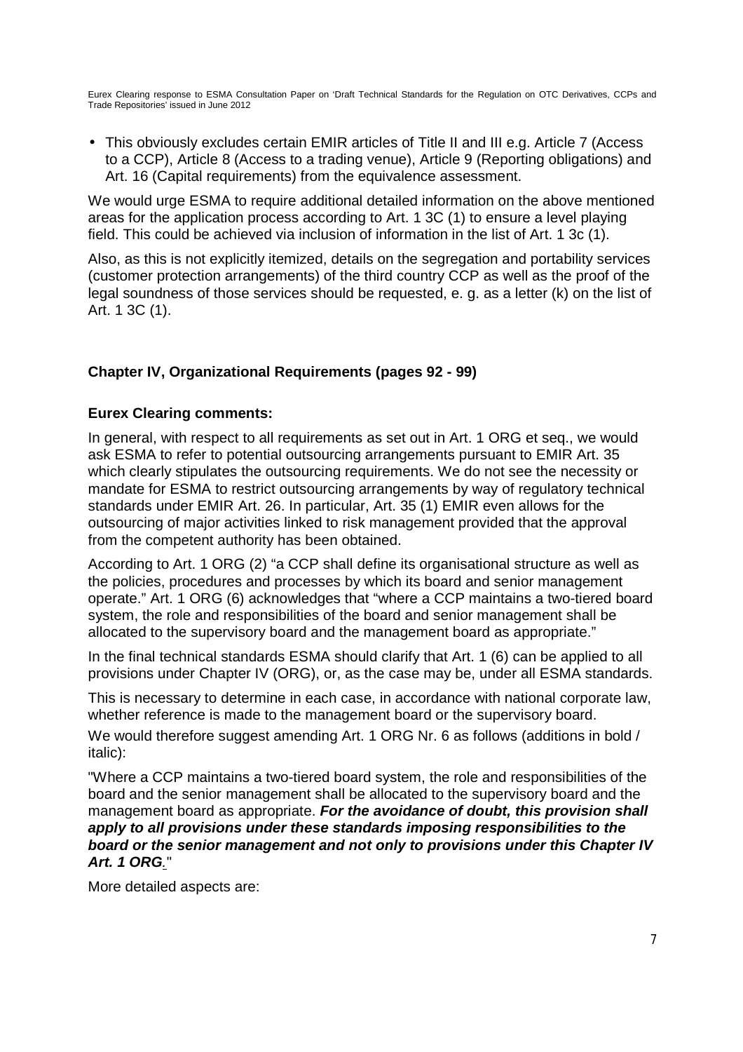- This obviously excludes certain EMIR articles of Title II and III e.g. Article 7 (Access to a CCP), Article 8 (Access to a trading venue), Article 9 (Reporting obligations) and Art. 16 (Capital requirements) from the equivalence assessment.

We would urge ESMA to require additional detailed information on the above mentioned areas for the application process according to Art. 1 3C (1) to ensure a level playing field. This could be achieved via inclusion of information in the list of Art. 1 3c (1).

Also, as this is not explicitly itemized, details on the segregation and portability services (customer protection arrangements) of the third country CCP as well as the proof of the legal soundness of those services should be requested, e. g. as a letter (k) on the list of Art. 1 3C (1).

**Chapter IV, Organizational Requirements (pages 92 - 99)**

**Eurex Clearing comments:**

In general, with respect to all requirements as set out in Art. 1 ORG et seq., we would ask ESMA to refer to potential outsourcing arrangements pursuant to EMIR Art. 35 which clearly stipulates the outsourcing requirements. We do not see the necessity or mandate for ESMA to restrict outsourcing arrangements by way of regulatory technical standards under EMIR Art. 26. In particular, Art. 35 (1) EMIR even allows for the outsourcing of major activities linked to risk management provided that the approval from the competent authority has been obtained.

According to Art. 1 ORG (2) "a CCP shall define its organisational structure as well as the policies, procedures and processes by which its board and senior management operate." Art. 1 ORG (6) acknowledges that "where a CCP maintains a two-tiered board system, the role and responsibilities of the board and senior management shall be allocated to the supervisory board and the management board as appropriate."

In the final technical standards ESMA should clarify that Art. 1 (6) can be applied to all provisions under Chapter IV (ORG), or, as the case may be, under all ESMA standards.

This is necessary to determine in each case, in accordance with national corporate law, whether reference is made to the management board or the supervisory board.

We would therefore suggest amending Art. 1 ORG Nr. 6 as follows (additions in bold / italic):

"Where a CCP maintains a two-tiered board system, the role and responsibilities of the board and the senior management shall be allocated to the supervisory board and the management board as appropriate. ***For the avoidance of doubt, this provision shall apply to all provisions under these standards imposing responsibilities to the board or the senior management and not only to provisions under this Chapter IV Art. 1 ORG.***"

More detailed aspects are: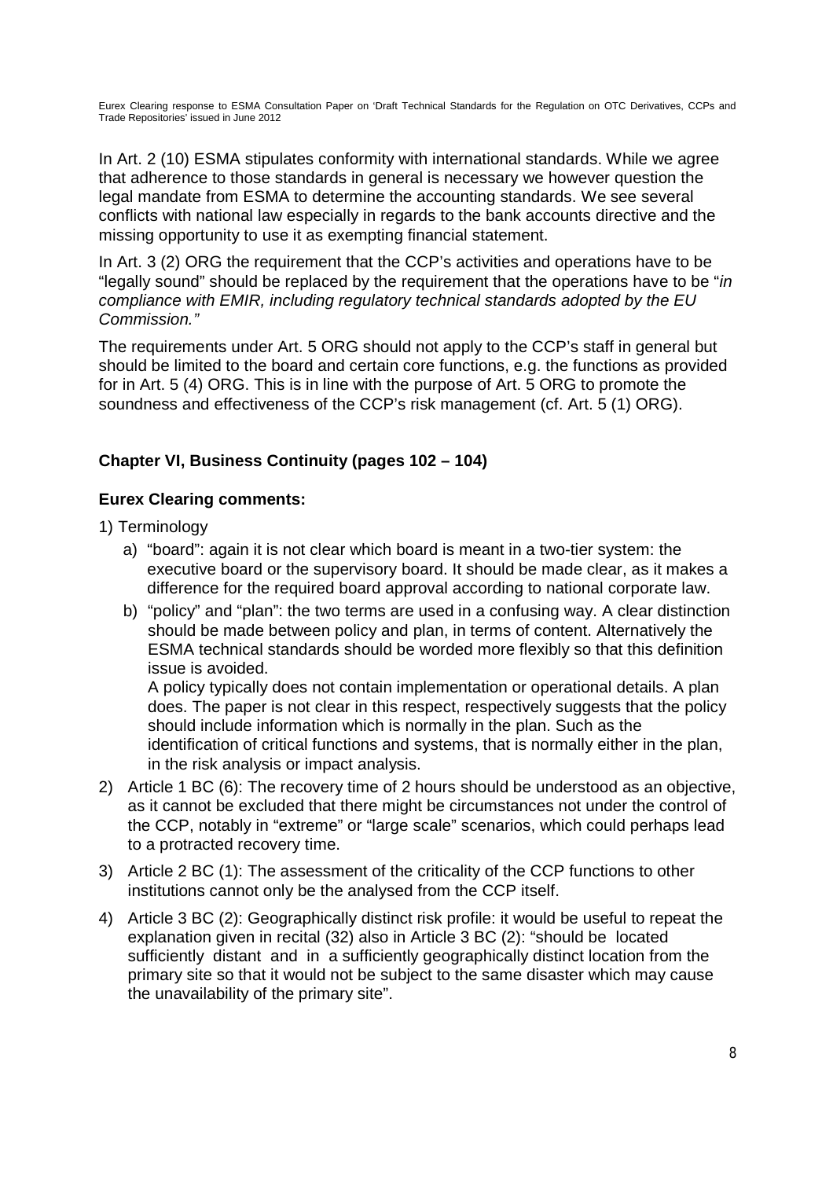In Art. 2 (10) ESMA stipulates conformity with international standards. While we agree that adherence to those standards in general is necessary we however question the legal mandate from ESMA to determine the accounting standards. We see several conflicts with national law especially in regards to the bank accounts directive and the missing opportunity to use it as exempting financial statement.

In Art. 3 (2) ORG the requirement that the CCP's activities and operations have to be "legally sound" should be replaced by the requirement that the operations have to be "*in compliance with EMIR, including regulatory technical standards adopted by the EU Commission.*"

The requirements under Art. 5 ORG should not apply to the CCP's staff in general but should be limited to the board and certain core functions, e.g. the functions as provided for in Art. 5 (4) ORG. This is in line with the purpose of Art. 5 ORG to promote the soundness and effectiveness of the CCP's risk management (cf. Art. 5 (1) ORG).

## Chapter VI, Business Continuity (pages 102 – 104)

### Eurex Clearing comments:

1) Terminology
   a) "board": again it is not clear which board is meant in a two-tier system: the executive board or the supervisory board. It should be made clear, as it makes a difference for the required board approval according to national corporate law.
   b) "policy" and "plan": the two terms are used in a confusing way. A clear distinction should be made between policy and plan, in terms of content. Alternatively the ESMA technical standards should be worded more flexibly so that this definition issue is avoided.
   A policy typically does not contain implementation or operational details. A plan does. The paper is not clear in this respect, respectively suggests that the policy should include information which is normally in the plan. Such as the identification of critical functions and systems, that is normally either in the plan, in the risk analysis or impact analysis.
2) Article 1 BC (6): The recovery time of 2 hours should be understood as an objective, as it cannot be excluded that there might be circumstances not under the control of the CCP, notably in "extreme" or "large scale" scenarios, which could perhaps lead to a protracted recovery time.
3) Article 2 BC (1): The assessment of the criticality of the CCP functions to other institutions cannot only be the analysed from the CCP itself.
4) Article 3 BC (2): Geographically distinct risk profile: it would be useful to repeat the explanation given in recital (32) also in Article 3 BC (2): "should be located sufficiently distant and in a sufficiently geographically distinct location from the primary site so that it would not be subject to the same disaster which may cause the unavailability of the primary site".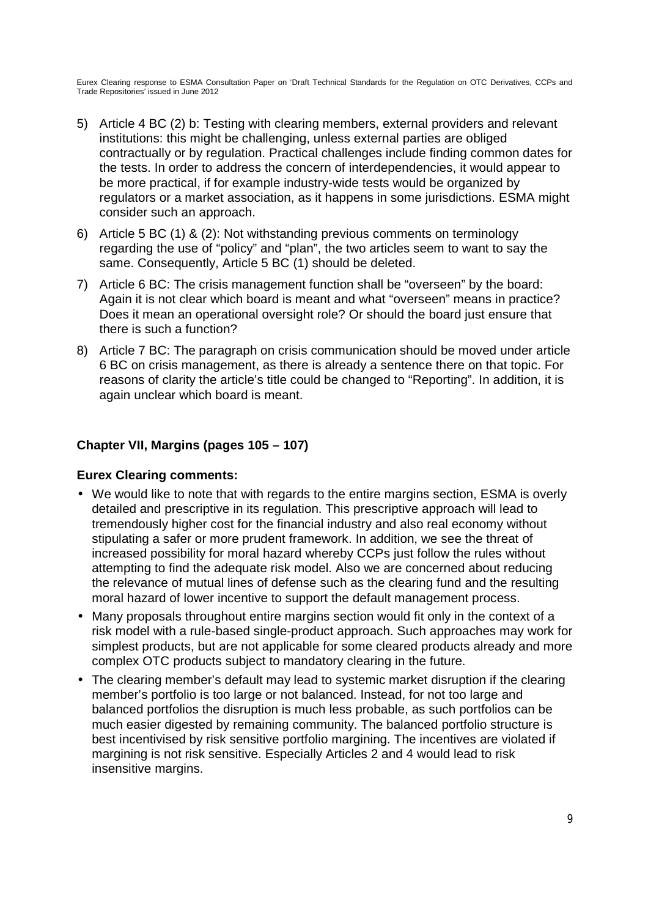5) Article 4 BC (2) b: Testing with clearing members, external providers and relevant institutions: this might be challenging, unless external parties are obliged contractually or by regulation. Practical challenges include finding common dates for the tests. In order to address the concern of interdependencies, it would appear to be more practical, if for example industry-wide tests would be organized by regulators or a market association, as it happens in some jurisdictions. ESMA might consider such an approach.

6) Article 5 BC (1) & (2): Not withstanding previous comments on terminology regarding the use of "policy" and "plan", the two articles seem to want to say the same. Consequently, Article 5 BC (1) should be deleted.

7) Article 6 BC: The crisis management function shall be "overseen" by the board: Again it is not clear which board is meant and what "overseen" means in practice? Does it mean an operational oversight role? Or should the board just ensure that there is such a function?

8) Article 7 BC: The paragraph on crisis communication should be moved under article 6 BC on crisis management, as there is already a sentence there on that topic. For reasons of clarity the article's title could be changed to "Reporting". In addition, it is again unclear which board is meant.

**Chapter VII, Margins (pages 105 – 107)**

**Eurex Clearing comments:**

- We would like to note that with regards to the entire margins section, ESMA is overly detailed and prescriptive in its regulation. This prescriptive approach will lead to tremendously higher cost for the financial industry and also real economy without stipulating a safer or more prudent framework. In addition, we see the threat of increased possibility for moral hazard whereby CCPs just follow the rules without attempting to find the adequate risk model. Also we are concerned about reducing the relevance of mutual lines of defense such as the clearing fund and the resulting moral hazard of lower incentive to support the default management process.
- Many proposals throughout entire margins section would fit only in the context of a risk model with a rule-based single-product approach. Such approaches may work for simplest products, but are not applicable for some cleared products already and more complex OTC products subject to mandatory clearing in the future.
- The clearing member's default may lead to systemic market disruption if the clearing member's portfolio is too large or not balanced. Instead, for not too large and balanced portfolios the disruption is much less probable, as such portfolios can be much easier digested by remaining community. The balanced portfolio structure is best incentivised by risk sensitive portfolio margining. The incentives are violated if margining is not risk sensitive. Especially Articles 2 and 4 would lead to risk insensitive margins.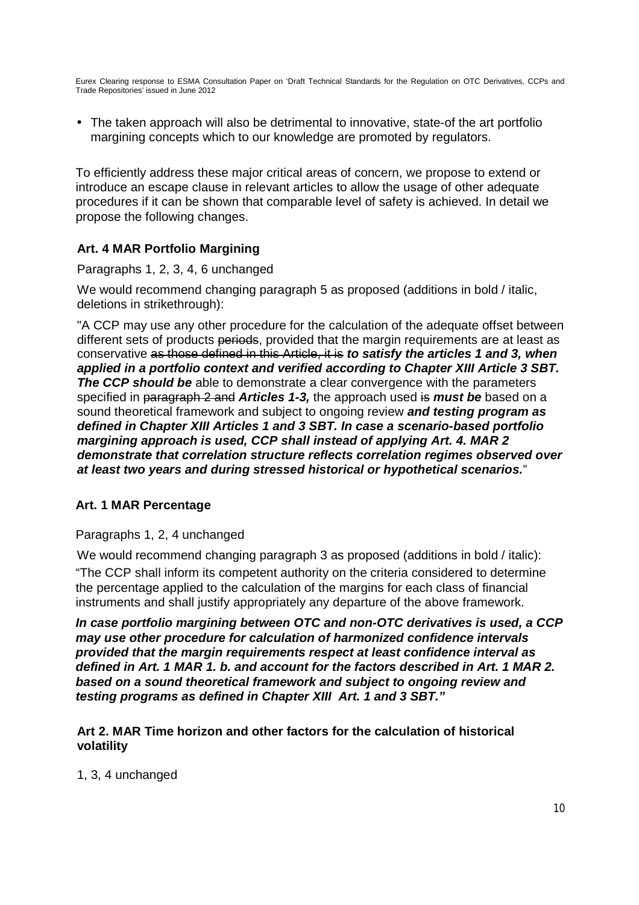- The taken approach will also be detrimental to innovative, state-of the art portfolio margining concepts which to our knowledge are promoted by regulators.

To efficiently address these major critical areas of concern, we propose to extend or introduce an escape clause in relevant articles to allow the usage of other adequate procedures if it can be shown that comparable level of safety is achieved. In detail we propose the following changes.

### Art. 4 MAR Portfolio Margining

Paragraphs 1, 2, 3, 4, 6 unchanged

We would recommend changing paragraph 5 as proposed (additions in bold / italic, deletions in strikethrough):

"A CCP may use any other procedure for the calculation of the adequate offset between different sets of products ~~periods~~, provided that the margin requirements are at least as conservative ~~as those defined in this Article, it is~~ ***to satisfy the articles 1 and 3, when applied in a portfolio context and verified according to Chapter XIII Article 3 SBT. The CCP should be*** able to demonstrate a clear convergence with the parameters specified in ~~paragraph 2 and~~ ***Articles 1-3,*** the approach used ~~is~~ ***must be*** based on a sound theoretical framework and subject to ongoing review ***and testing program as defined in Chapter XIII Articles 1 and 3 SBT. In case a scenario-based portfolio margining approach is used, CCP shall instead of applying Art. 4. MAR 2 demonstrate that correlation structure reflects correlation regimes observed over at least two years and during stressed historical or hypothetical scenarios.***"

### Art. 1 MAR Percentage

Paragraphs 1, 2, 4 unchanged

We would recommend changing paragraph 3 as proposed (additions in bold / italic):

"The CCP shall inform its competent authority on the criteria considered to determine the percentage applied to the calculation of the margins for each class of financial instruments and shall justify appropriately any departure of the above framework.

***In case portfolio margining between OTC and non-OTC derivatives is used, a CCP may use other procedure for calculation of harmonized confidence intervals provided that the margin requirements respect at least confidence interval as defined in Art. 1 MAR 1. b. and account for the factors described in Art. 1 MAR 2. based on a sound theoretical framework and subject to ongoing review and testing programs as defined in Chapter XIII Art. 1 and 3 SBT."***

### Art 2. MAR Time horizon and other factors for the calculation of historical volatility

1, 3, 4 unchanged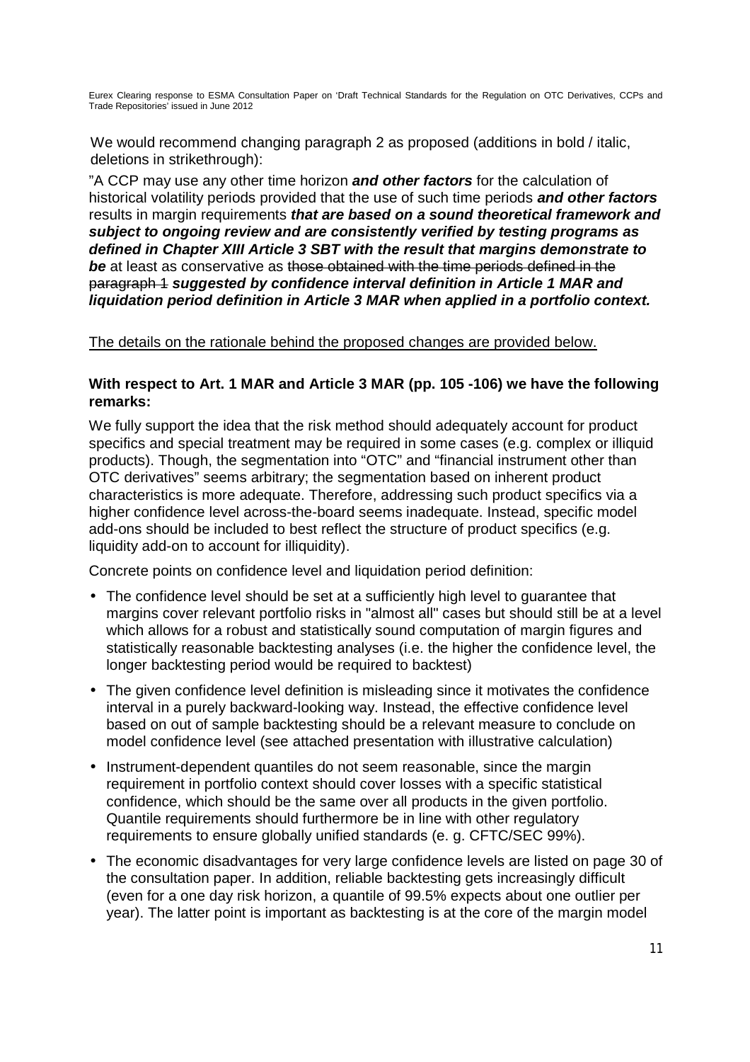We would recommend changing paragraph 2 as proposed (additions in bold / italic, deletions in strikethrough):

"A CCP may use any other time horizon ***and other factors*** for the calculation of historical volatility periods provided that the use of such time periods ***and other factors*** results in margin requirements ***that are based on a sound theoretical framework and subject to ongoing review and are consistently verified by testing programs as defined in Chapter XIII Article 3 SBT with the result that margins demonstrate to be*** at least as conservative as ~~those obtained with the time periods defined in the paragraph 1~~ ***suggested by confidence interval definition in Article 1 MAR and liquidation period definition in Article 3 MAR when applied in a portfolio context.***

<u>The details on the rationale behind the proposed changes are provided below.</u>

**With respect to Art. 1 MAR and Article 3 MAR (pp. 105 -106) we have the following remarks:**

We fully support the idea that the risk method should adequately account for product specifics and special treatment may be required in some cases (e.g. complex or illiquid products). Though, the segmentation into "OTC" and "financial instrument other than OTC derivatives" seems arbitrary; the segmentation based on inherent product characteristics is more adequate. Therefore, addressing such product specifics via a higher confidence level across-the-board seems inadequate. Instead, specific model add-ons should be included to best reflect the structure of product specifics (e.g. liquidity add-on to account for illiquidity).

Concrete points on confidence level and liquidation period definition:

- The confidence level should be set at a sufficiently high level to guarantee that margins cover relevant portfolio risks in "almost all" cases but should still be at a level which allows for a robust and statistically sound computation of margin figures and statistically reasonable backtesting analyses (i.e. the higher the confidence level, the longer backtesting period would be required to backtest)
- The given confidence level definition is misleading since it motivates the confidence interval in a purely backward-looking way. Instead, the effective confidence level based on out of sample backtesting should be a relevant measure to conclude on model confidence level (see attached presentation with illustrative calculation)
- Instrument-dependent quantiles do not seem reasonable, since the margin requirement in portfolio context should cover losses with a specific statistical confidence, which should be the same over all products in the given portfolio. Quantile requirements should furthermore be in line with other regulatory requirements to ensure globally unified standards (e. g. CFTC/SEC 99%).
- The economic disadvantages for very large confidence levels are listed on page 30 of the consultation paper. In addition, reliable backtesting gets increasingly difficult (even for a one day risk horizon, a quantile of 99.5% expects about one outlier per year). The latter point is important as backtesting is at the core of the margin model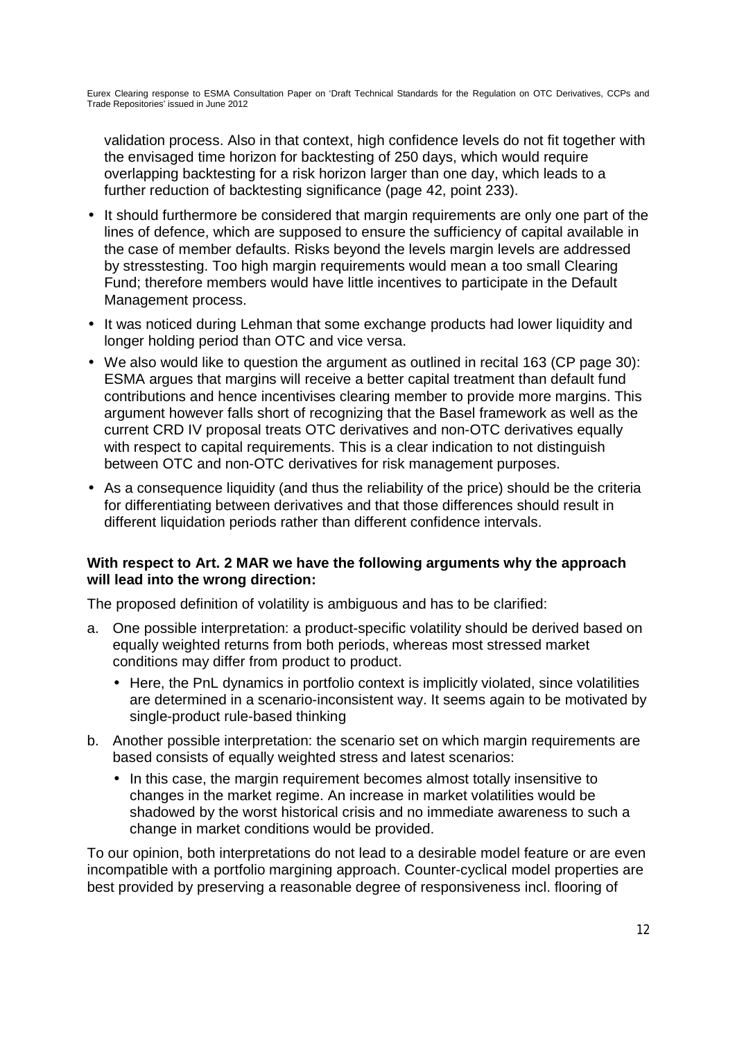validation process. Also in that context, high confidence levels do not fit together with the envisaged time horizon for backtesting of 250 days, which would require overlapping backtesting for a risk horizon larger than one day, which leads to a further reduction of backtesting significance (page 42, point 233).

- It should furthermore be considered that margin requirements are only one part of the lines of defence, which are supposed to ensure the sufficiency of capital available in the case of member defaults. Risks beyond the levels margin levels are addressed by stresstesting. Too high margin requirements would mean a too small Clearing Fund; therefore members would have little incentives to participate in the Default Management process.
- It was noticed during Lehman that some exchange products had lower liquidity and longer holding period than OTC and vice versa.
- We also would like to question the argument as outlined in recital 163 (CP page 30): ESMA argues that margins will receive a better capital treatment than default fund contributions and hence incentivises clearing member to provide more margins. This argument however falls short of recognizing that the Basel framework as well as the current CRD IV proposal treats OTC derivatives and non-OTC derivatives equally with respect to capital requirements. This is a clear indication to not distinguish between OTC and non-OTC derivatives for risk management purposes.
- As a consequence liquidity (and thus the reliability of the price) should be the criteria for differentiating between derivatives and that those differences should result in different liquidation periods rather than different confidence intervals.

**With respect to Art. 2 MAR we have the following arguments why the approach will lead into the wrong direction:**

The proposed definition of volatility is ambiguous and has to be clarified:

a. One possible interpretation: a product-specific volatility should be derived based on equally weighted returns from both periods, whereas most stressed market conditions may differ from product to product.
   - Here, the PnL dynamics in portfolio context is implicitly violated, since volatilities are determined in a scenario-inconsistent way. It seems again to be motivated by single-product rule-based thinking

b. Another possible interpretation: the scenario set on which margin requirements are based consists of equally weighted stress and latest scenarios:
   - In this case, the margin requirement becomes almost totally insensitive to changes in the market regime. An increase in market volatilities would be shadowed by the worst historical crisis and no immediate awareness to such a change in market conditions would be provided.

To our opinion, both interpretations do not lead to a desirable model feature or are even incompatible with a portfolio margining approach. Counter-cyclical model properties are best provided by preserving a reasonable degree of responsiveness incl. flooring of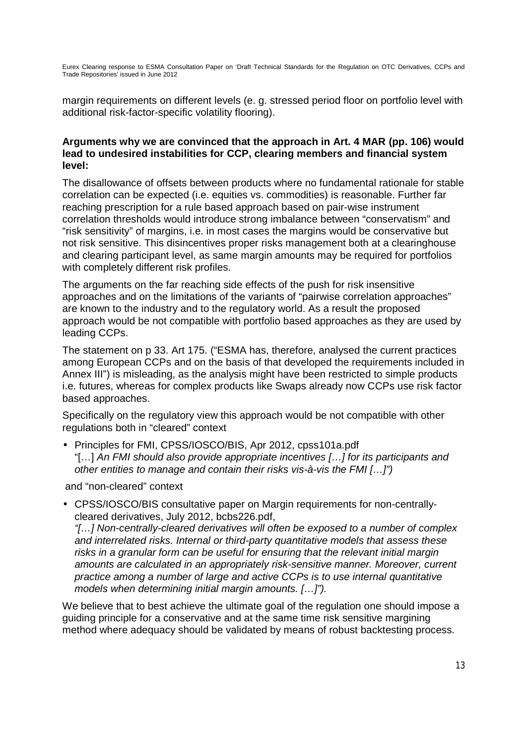margin requirements on different levels (e. g. stressed period floor on portfolio level with additional risk-factor-specific volatility flooring).

**Arguments why we are convinced that the approach in Art. 4 MAR (pp. 106) would lead to undesired instabilities for CCP, clearing members and financial system level:**

The disallowance of offsets between products where no fundamental rationale for stable correlation can be expected (i.e. equities vs. commodities) is reasonable. Further far reaching prescription for a rule based approach based on pair-wise instrument correlation thresholds would introduce strong imbalance between "conservatism" and "risk sensitivity" of margins, i.e. in most cases the margins would be conservative but not risk sensitive. This disincentives proper risks management both at a clearinghouse and clearing participant level, as same margin amounts may be required for portfolios with completely different risk profiles.

The arguments on the far reaching side effects of the push for risk insensitive approaches and on the limitations of the variants of "pairwise correlation approaches" are known to the industry and to the regulatory world. As a result the proposed approach would be not compatible with portfolio based approaches as they are used by leading CCPs.

The statement on p 33. Art 175. ("ESMA has, therefore, analysed the current practices among European CCPs and on the basis of that developed the requirements included in Annex III") is misleading, as the analysis might have been restricted to simple products i.e. futures, whereas for complex products like Swaps already now CCPs use risk factor based approaches.

Specifically on the regulatory view this approach would be not compatible with other regulations both in "cleared" context

- Principles for FMI, CPSS/IOSCO/BIS, Apr 2012, cpss101a.pdf
  "[…] *An FMI should also provide appropriate incentives […] for its participants and other entities to manage and contain their risks vis-à-vis the FMI […]")*

and "non-cleared" context

- CPSS/IOSCO/BIS consultative paper on Margin requirements for non-centrally-cleared derivatives, July 2012, bcbs226.pdf,
  *"[…] Non-centrally-cleared derivatives will often be exposed to a number of complex and interrelated risks. Internal or third-party quantitative models that assess these risks in a granular form can be useful for ensuring that the relevant initial margin amounts are calculated in an appropriately risk-sensitive manner. Moreover, current practice among a number of large and active CCPs is to use internal quantitative models when determining initial margin amounts. […]").*

We believe that to best achieve the ultimate goal of the regulation one should impose a guiding principle for a conservative and at the same time risk sensitive margining method where adequacy should be validated by means of robust backtesting process.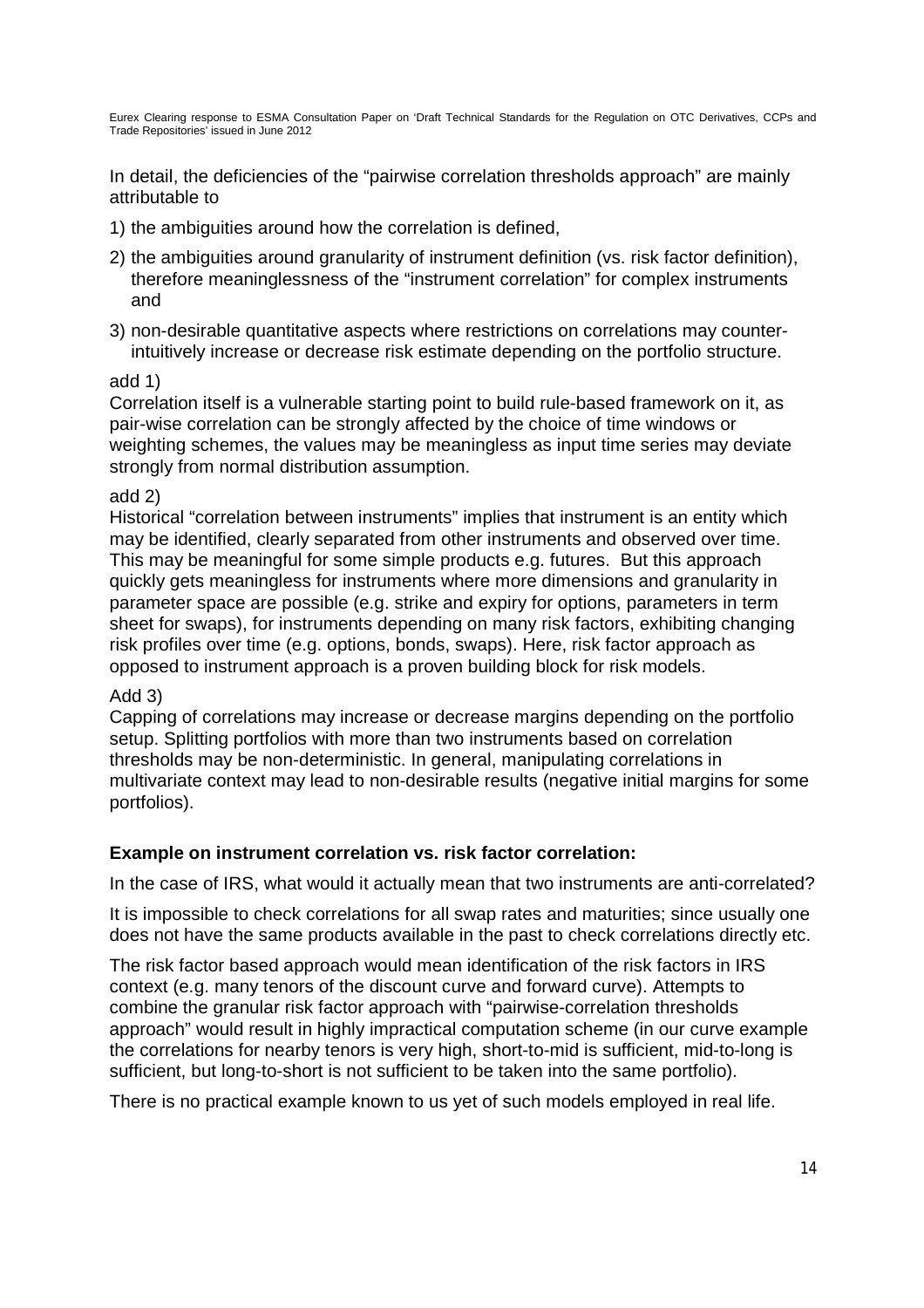In detail, the deficiencies of the "pairwise correlation thresholds approach" are mainly attributable to

1) the ambiguities around how the correlation is defined,
2) the ambiguities around granularity of instrument definition (vs. risk factor definition), therefore meaninglessness of the "instrument correlation" for complex instruments and
3) non-desirable quantitative aspects where restrictions on correlations may counter-intuitively increase or decrease risk estimate depending on the portfolio structure.

add 1)
Correlation itself is a vulnerable starting point to build rule-based framework on it, as pair-wise correlation can be strongly affected by the choice of time windows or weighting schemes, the values may be meaningless as input time series may deviate strongly from normal distribution assumption.

add 2)
Historical "correlation between instruments" implies that instrument is an entity which may be identified, clearly separated from other instruments and observed over time. This may be meaningful for some simple products e.g. futures. But this approach quickly gets meaningless for instruments where more dimensions and granularity in parameter space are possible (e.g. strike and expiry for options, parameters in term sheet for swaps), for instruments depending on many risk factors, exhibiting changing risk profiles over time (e.g. options, bonds, swaps). Here, risk factor approach as opposed to instrument approach is a proven building block for risk models.

Add 3)
Capping of correlations may increase or decrease margins depending on the portfolio setup. Splitting portfolios with more than two instruments based on correlation thresholds may be non-deterministic. In general, manipulating correlations in multivariate context may lead to non-desirable results (negative initial margins for some portfolios).

**Example on instrument correlation vs. risk factor correlation:**

In the case of IRS, what would it actually mean that two instruments are anti-correlated?

It is impossible to check correlations for all swap rates and maturities; since usually one does not have the same products available in the past to check correlations directly etc.

The risk factor based approach would mean identification of the risk factors in IRS context (e.g. many tenors of the discount curve and forward curve). Attempts to combine the granular risk factor approach with "pairwise-correlation thresholds approach" would result in highly impractical computation scheme (in our curve example the correlations for nearby tenors is very high, short-to-mid is sufficient, mid-to-long is sufficient, but long-to-short is not sufficient to be taken into the same portfolio).

There is no practical example known to us yet of such models employed in real life.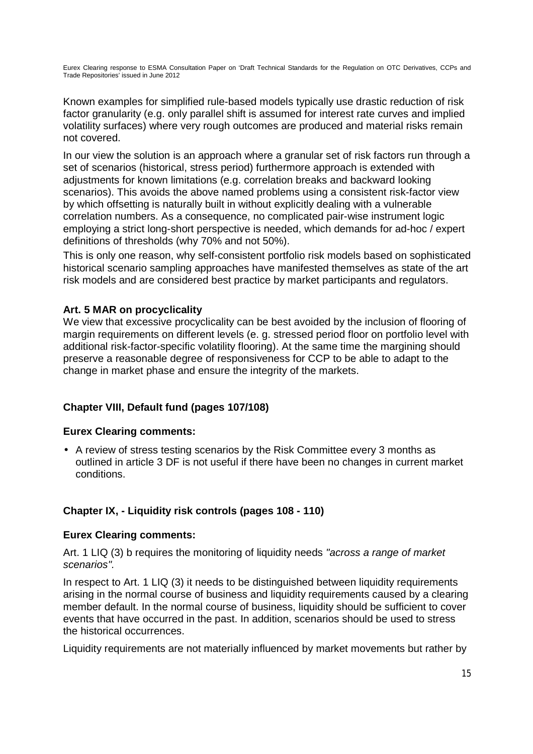Known examples for simplified rule-based models typically use drastic reduction of risk factor granularity (e.g. only parallel shift is assumed for interest rate curves and implied volatility surfaces) where very rough outcomes are produced and material risks remain not covered.

In our view the solution is an approach where a granular set of risk factors run through a set of scenarios (historical, stress period) furthermore approach is extended with adjustments for known limitations (e.g. correlation breaks and backward looking scenarios). This avoids the above named problems using a consistent risk-factor view by which offsetting is naturally built in without explicitly dealing with a vulnerable correlation numbers. As a consequence, no complicated pair-wise instrument logic employing a strict long-short perspective is needed, which demands for ad-hoc / expert definitions of thresholds (why 70% and not 50%).

This is only one reason, why self-consistent portfolio risk models based on sophisticated historical scenario sampling approaches have manifested themselves as state of the art risk models and are considered best practice by market participants and regulators.

**Art. 5 MAR on procyclicality**

We view that excessive procyclicality can be best avoided by the inclusion of flooring of margin requirements on different levels (e. g. stressed period floor on portfolio level with additional risk-factor-specific volatility flooring). At the same time the margining should preserve a reasonable degree of responsiveness for CCP to be able to adapt to the change in market phase and ensure the integrity of the markets.

**Chapter VIII, Default fund (pages 107/108)**

**Eurex Clearing comments:**

- A review of stress testing scenarios by the Risk Committee every 3 months as outlined in article 3 DF is not useful if there have been no changes in current market conditions.

**Chapter IX, - Liquidity risk controls (pages 108 - 110)**

**Eurex Clearing comments:**

Art. 1 LIQ (3) b requires the monitoring of liquidity needs *"across a range of market scenarios".*

In respect to Art. 1 LIQ (3) it needs to be distinguished between liquidity requirements arising in the normal course of business and liquidity requirements caused by a clearing member default. In the normal course of business, liquidity should be sufficient to cover events that have occurred in the past. In addition, scenarios should be used to stress the historical occurrences.

Liquidity requirements are not materially influenced by market movements but rather by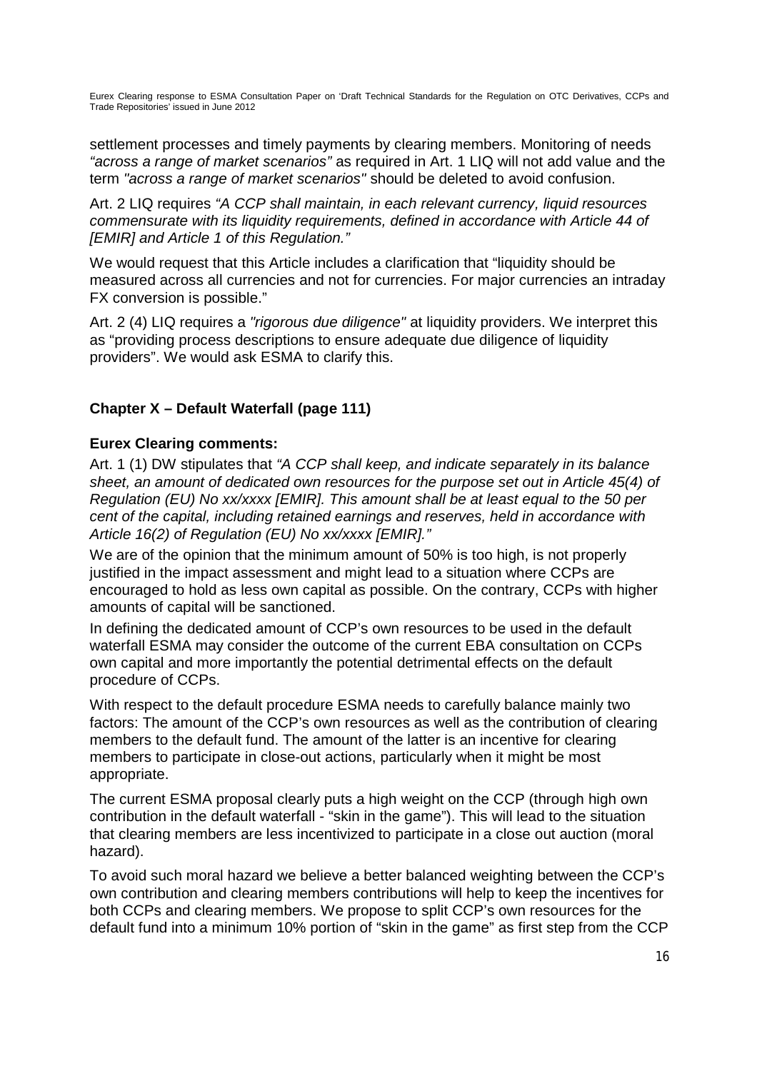settlement processes and timely payments by clearing members. Monitoring of needs *"across a range of market scenarios"* as required in Art. 1 LIQ will not add value and the term *"across a range of market scenarios"* should be deleted to avoid confusion.

Art. 2 LIQ requires *"A CCP shall maintain, in each relevant currency, liquid resources commensurate with its liquidity requirements, defined in accordance with Article 44 of [EMIR] and Article 1 of this Regulation."*

We would request that this Article includes a clarification that "liquidity should be measured across all currencies and not for currencies. For major currencies an intraday FX conversion is possible."

Art. 2 (4) LIQ requires a *"rigorous due diligence"* at liquidity providers. We interpret this as "providing process descriptions to ensure adequate due diligence of liquidity providers". We would ask ESMA to clarify this.

## Chapter X – Default Waterfall (page 111)

### Eurex Clearing comments:

Art. 1 (1) DW stipulates that *"A CCP shall keep, and indicate separately in its balance sheet, an amount of dedicated own resources for the purpose set out in Article 45(4) of Regulation (EU) No xx/xxxx [EMIR]. This amount shall be at least equal to the 50 per cent of the capital, including retained earnings and reserves, held in accordance with Article 16(2) of Regulation (EU) No xx/xxxx [EMIR]."*

We are of the opinion that the minimum amount of 50% is too high, is not properly justified in the impact assessment and might lead to a situation where CCPs are encouraged to hold as less own capital as possible. On the contrary, CCPs with higher amounts of capital will be sanctioned.

In defining the dedicated amount of CCP's own resources to be used in the default waterfall ESMA may consider the outcome of the current EBA consultation on CCPs own capital and more importantly the potential detrimental effects on the default procedure of CCPs.

With respect to the default procedure ESMA needs to carefully balance mainly two factors: The amount of the CCP's own resources as well as the contribution of clearing members to the default fund. The amount of the latter is an incentive for clearing members to participate in close-out actions, particularly when it might be most appropriate.

The current ESMA proposal clearly puts a high weight on the CCP (through high own contribution in the default waterfall - "skin in the game"). This will lead to the situation that clearing members are less incentivized to participate in a close out auction (moral hazard).

To avoid such moral hazard we believe a better balanced weighting between the CCP's own contribution and clearing members contributions will help to keep the incentives for both CCPs and clearing members. We propose to split CCP's own resources for the default fund into a minimum 10% portion of "skin in the game" as first step from the CCP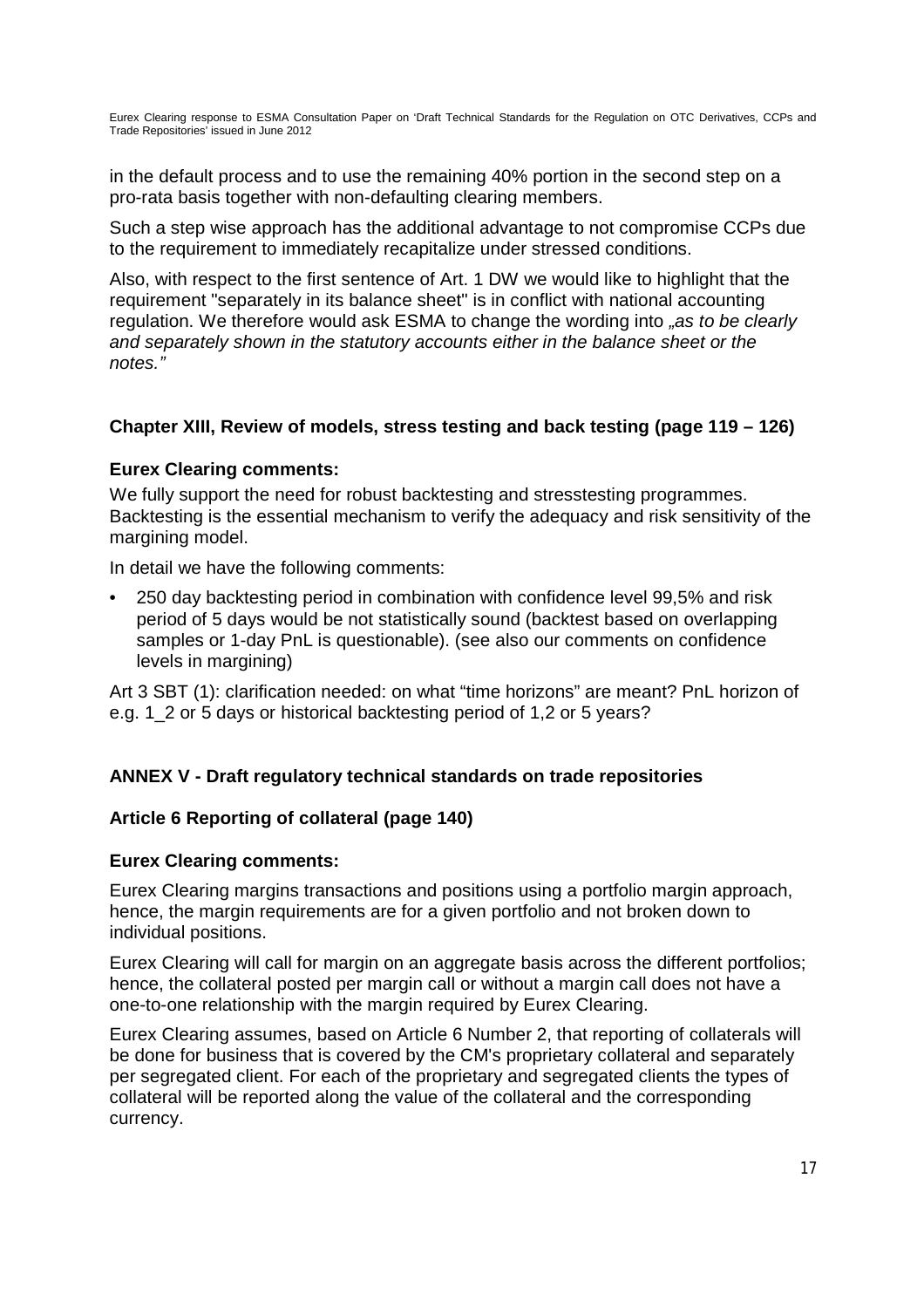in the default process and to use the remaining 40% portion in the second step on a pro-rata basis together with non-defaulting clearing members.

Such a step wise approach has the additional advantage to not compromise CCPs due to the requirement to immediately recapitalize under stressed conditions.

Also, with respect to the first sentence of Art. 1 DW we would like to highlight that the requirement "separately in its balance sheet" is in conflict with national accounting regulation. We therefore would ask ESMA to change the wording into *„as to be clearly and separately shown in the statutory accounts either in the balance sheet or the notes."*

### Chapter XIII, Review of models, stress testing and back testing (page 119 – 126)

### Eurex Clearing comments:

We fully support the need for robust backtesting and stresstesting programmes. Backtesting is the essential mechanism to verify the adequacy and risk sensitivity of the margining model.

In detail we have the following comments:

- 250 day backtesting period in combination with confidence level 99,5% and risk period of 5 days would be not statistically sound (backtest based on overlapping samples or 1-day PnL is questionable). (see also our comments on confidence levels in margining)

Art 3 SBT (1): clarification needed: on what "time horizons" are meant? PnL horizon of e.g. 1_2 or 5 days or historical backtesting period of 1,2 or 5 years?

### ANNEX V - Draft regulatory technical standards on trade repositories

### Article 6 Reporting of collateral (page 140)

### Eurex Clearing comments:

Eurex Clearing margins transactions and positions using a portfolio margin approach, hence, the margin requirements are for a given portfolio and not broken down to individual positions.

Eurex Clearing will call for margin on an aggregate basis across the different portfolios; hence, the collateral posted per margin call or without a margin call does not have a one-to-one relationship with the margin required by Eurex Clearing.

Eurex Clearing assumes, based on Article 6 Number 2, that reporting of collaterals will be done for business that is covered by the CM's proprietary collateral and separately per segregated client. For each of the proprietary and segregated clients the types of collateral will be reported along the value of the collateral and the corresponding currency.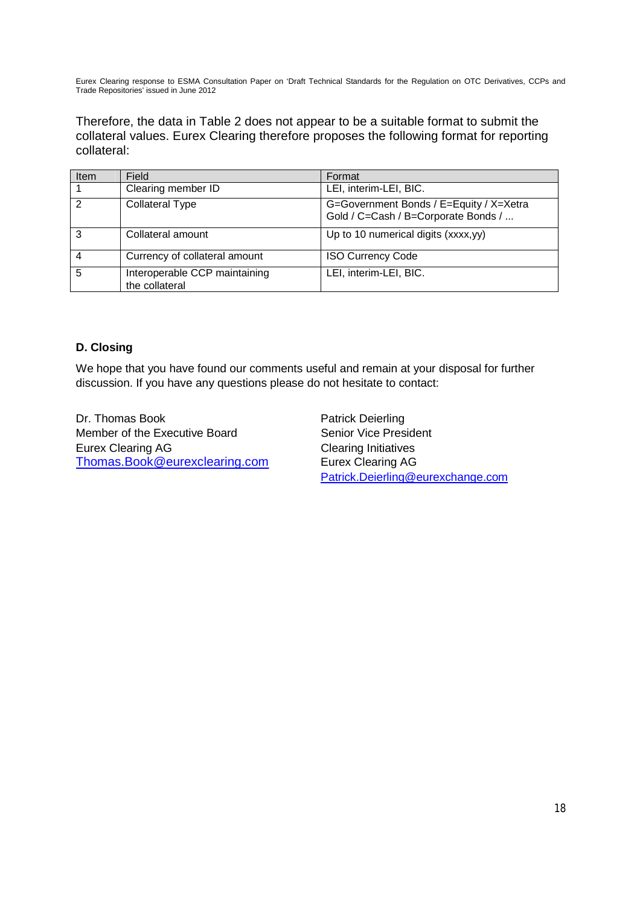Therefore, the data in Table 2 does not appear to be a suitable format to submit the collateral values. Eurex Clearing therefore proposes the following format for reporting collateral:

| Item | Field | Format |
|---|---|---|
| 1 | Clearing member ID | LEI, interim-LEI, BIC. |
| 2 | Collateral Type | G=Government Bonds / E=Equity / X=Xetra Gold / C=Cash / B=Corporate Bonds / ... |
| 3 | Collateral amount | Up to 10 numerical digits (xxxx,yy) |
| 4 | Currency of collateral amount | ISO Currency Code |
| 5 | Interoperable CCP maintaining the collateral | LEI, interim-LEI, BIC. |

### D. Closing

We hope that you have found our comments useful and remain at your disposal for further discussion. If you have any questions please do not hesitate to contact:

Dr. Thomas Book
Member of the Executive Board
Eurex Clearing AG
Thomas.Book@eurexclearing.com

Patrick Deierling
Senior Vice President
Clearing Initiatives
Eurex Clearing AG
Patrick.Deierling@eurexchange.com